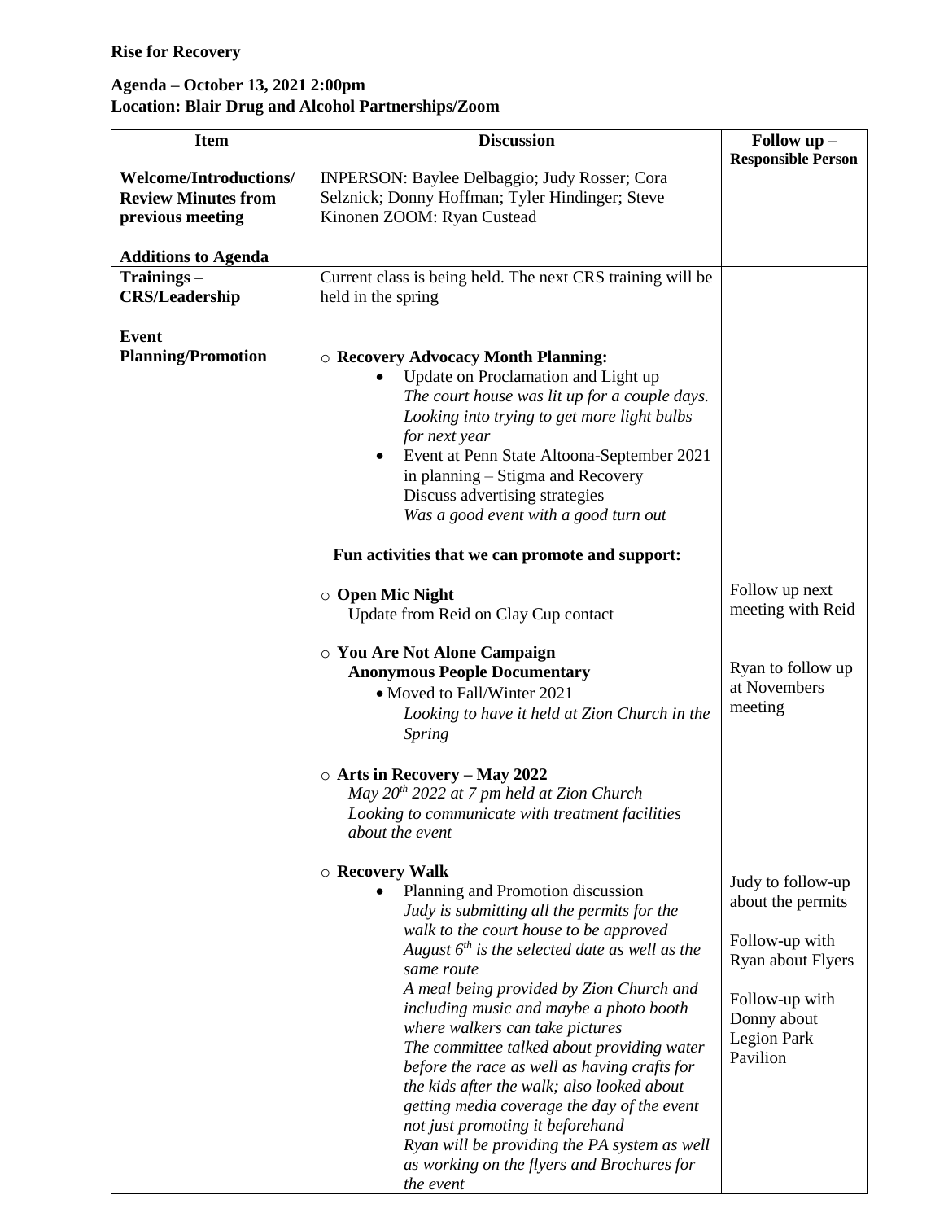**Rise for Recovery**

**Agenda – October 13, 2021 2:00pm**
**Location: Blair Drug and Alcohol Partnerships/Zoom**

| Item | Discussion | Follow up – Responsible Person |
|---|---|---|
| **Welcome/Introductions/ Review Minutes from previous meeting** | INPERSON: Baylee Delbaggio; Judy Rosser; Cora Selznick; Donny Hoffman; Tyler Hindinger; Steve Kinonen ZOOM: Ryan Custead | |
| **Additions to Agenda** | | |
| **Trainings – CRS/Leadership** | Current class is being held. The next CRS training will be held in the spring | |
| **Event Planning/Promotion** | ○ **Recovery Advocacy Month Planning:**<br>• Update on Proclamation and Light up<br>*The court house was lit up for a couple days. Looking into trying to get more light bulbs for next year*<br>• Event at Penn State Altoona-September 2021 in planning – Stigma and Recovery<br>Discuss advertising strategies<br>*Was a good event with a good turn out*<br><br>**Fun activities that we can promote and support:**<br><br>○ **Open Mic Night**<br>Update from Reid on Clay Cup contact<br><br>○ **You Are Not Alone Campaign**<br>**Anonymous People Documentary**<br>• Moved to Fall/Winter 2021<br>*Looking to have it held at Zion Church in the Spring*<br><br>○ **Arts in Recovery – May 2022**<br>*May 20th 2022 at 7 pm held at Zion Church*<br>*Looking to communicate with treatment facilities about the event*<br><br>○ **Recovery Walk**<br>• Planning and Promotion discussion<br>*Judy is submitting all the permits for the walk to the court house to be approved*<br>*August 6th is the selected date as well as the same route*<br>*A meal being provided by Zion Church and including music and maybe a photo booth where walkers can take pictures*<br>*The committee talked about providing water before the race as well as having crafts for the kids after the walk; also looked about getting media coverage the day of the event not just promoting it beforehand*<br>*Ryan will be providing the PA system as well as working on the flyers and Brochures for the event* | Follow up next meeting with Reid<br><br>Ryan to follow up at Novembers meeting<br><br>Judy to follow-up about the permits<br><br>Follow-up with Ryan about Flyers<br><br>Follow-up with Donny about Legion Park Pavilion |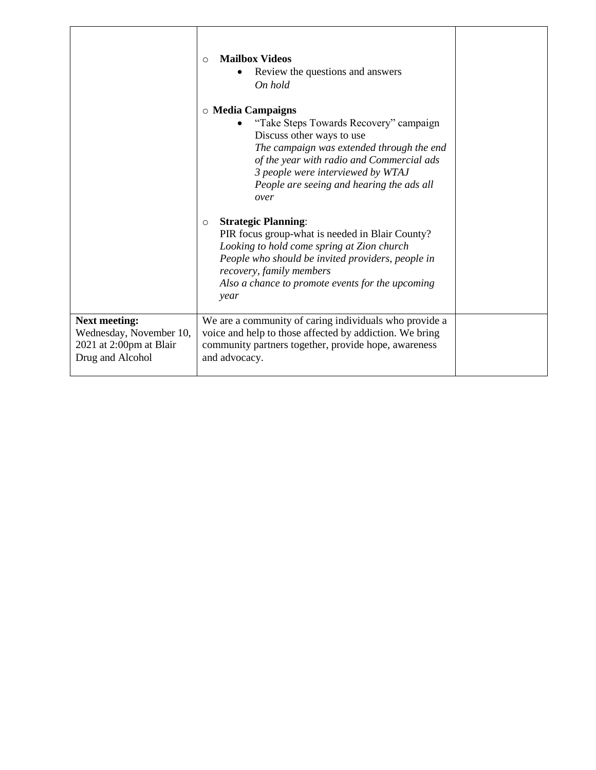| | | |
|---|---|---|
| | ○ **Mailbox Videos**<br>• Review the questions and answers<br>*On hold*<br><br>○ **Media Campaigns**<br>• "Take Steps Towards Recovery" campaign<br>Discuss other ways to use<br>*The campaign was extended through the end of the year with radio and Commercial ads*<br>*3 people were interviewed by WTAJ*<br>*People are seeing and hearing the ads all over*<br><br>○ **Strategic Planning**:<br>PIR focus group-what is needed in Blair County?<br>*Looking to hold come spring at Zion church*<br>*People who should be invited providers, people in recovery, family members*<br>*Also a chance to promote events for the upcoming year* | |
| **Next meeting:** Wednesday, November 10, 2021 at 2:00pm at Blair Drug and Alcohol | We are a community of caring individuals who provide a voice and help to those affected by addiction. We bring community partners together, provide hope, awareness and advocacy. | |